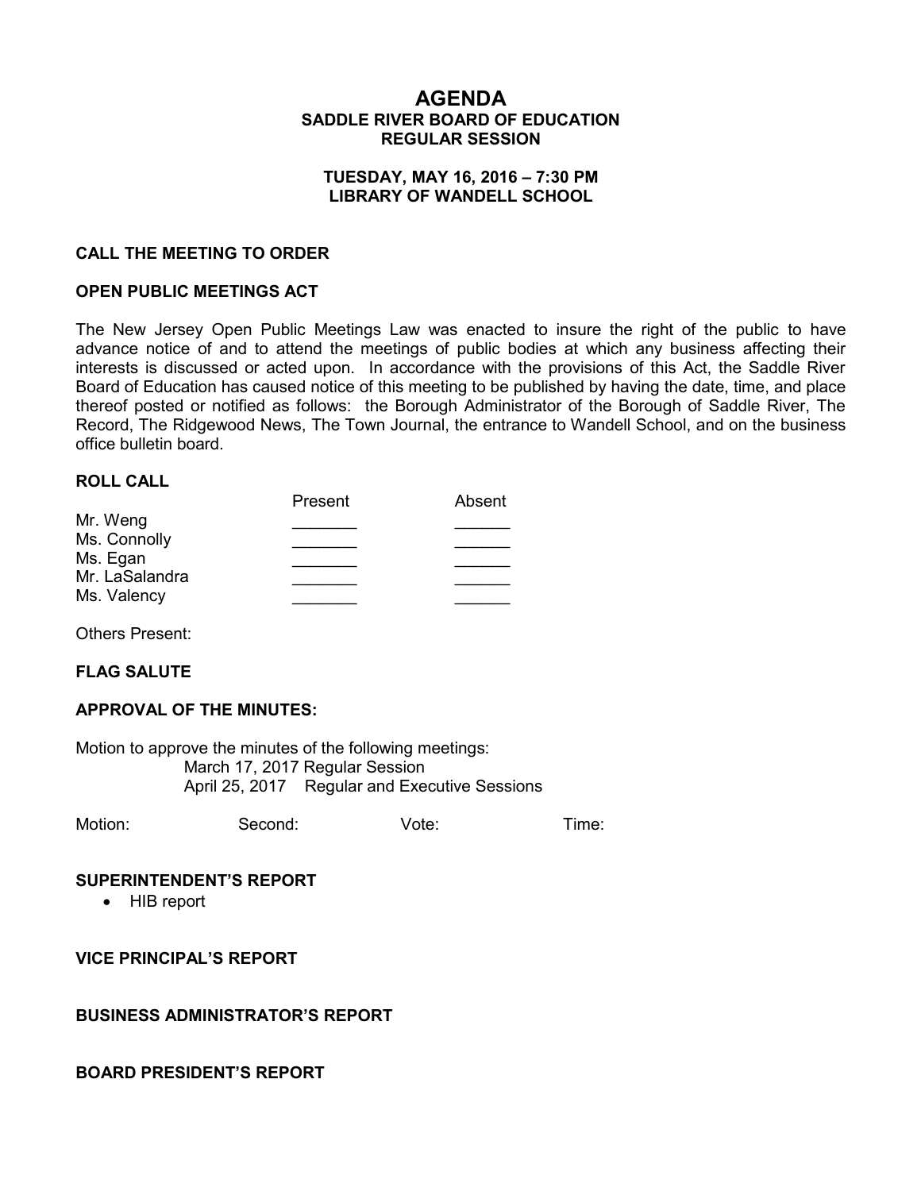# AGENDA

## SADDLE RIVER BOARD OF EDUCATION
## REGULAR SESSION

### TUESDAY, MAY 16, 2016 – 7:30 PM
### LIBRARY OF WANDELL SCHOOL

**CALL THE MEETING TO ORDER**

**OPEN PUBLIC MEETINGS ACT**

The New Jersey Open Public Meetings Law was enacted to insure the right of the public to have advance notice of and to attend the meetings of public bodies at which any business affecting their interests is discussed or acted upon. In accordance with the provisions of this Act, the Saddle River Board of Education has caused notice of this meeting to be published by having the date, time, and place thereof posted or notified as follows: the Borough Administrator of the Borough of Saddle River, The Record, The Ridgewood News, The Town Journal, the entrance to Wandell School, and on the business office bulletin board.

**ROLL CALL**

| | Present | Absent |
|---|---|---|
| Mr. Weng | _______ | ______ |
| Ms. Connolly | _______ | ______ |
| Ms. Egan | _______ | ______ |
| Mr. LaSalandra | _______ | ______ |
| Ms. Valency | _______ | ______ |

Others Present:

**FLAG SALUTE**

**APPROVAL OF THE MINUTES:**

Motion to approve the minutes of the following meetings:
March 17, 2017 Regular Session
April 25, 2017 Regular and Executive Sessions

Motion: Second: Vote: Time:

**SUPERINTENDENT'S REPORT**

- HIB report

**VICE PRINCIPAL'S REPORT**

**BUSINESS ADMINISTRATOR'S REPORT**

**BOARD PRESIDENT'S REPORT**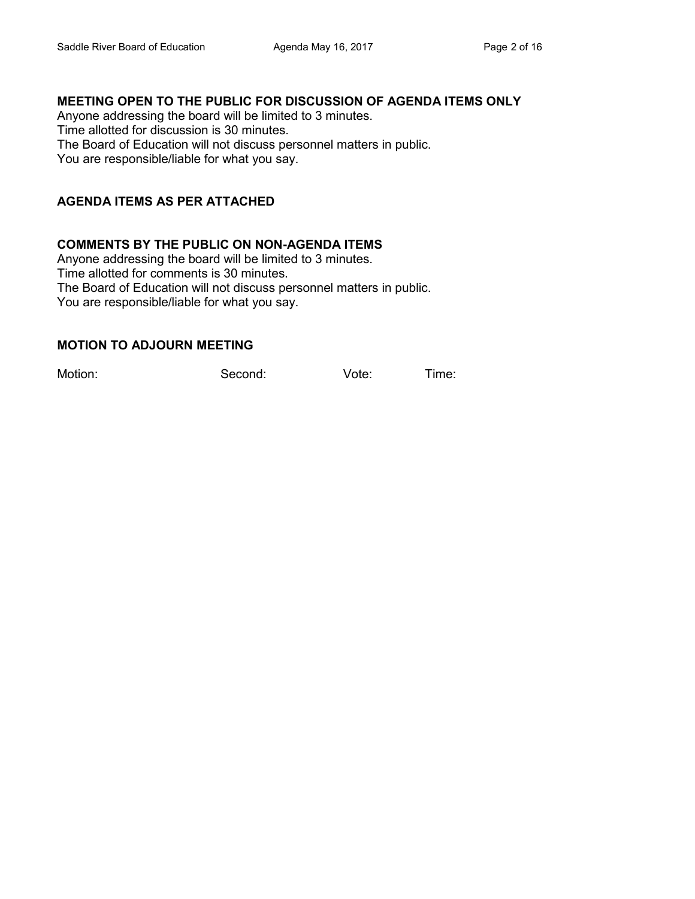## MEETING OPEN TO THE PUBLIC FOR DISCUSSION OF AGENDA ITEMS ONLY

Anyone addressing the board will be limited to 3 minutes.
Time allotted for discussion is 30 minutes.
The Board of Education will not discuss personnel matters in public.
You are responsible/liable for what you say.

## AGENDA ITEMS AS PER ATTACHED

## COMMENTS BY THE PUBLIC ON NON-AGENDA ITEMS

Anyone addressing the board will be limited to 3 minutes.
Time allotted for comments is 30 minutes.
The Board of Education will not discuss personnel matters in public.
You are responsible/liable for what you say.

## MOTION TO ADJOURN MEETING

Motion: Second: Vote: Time: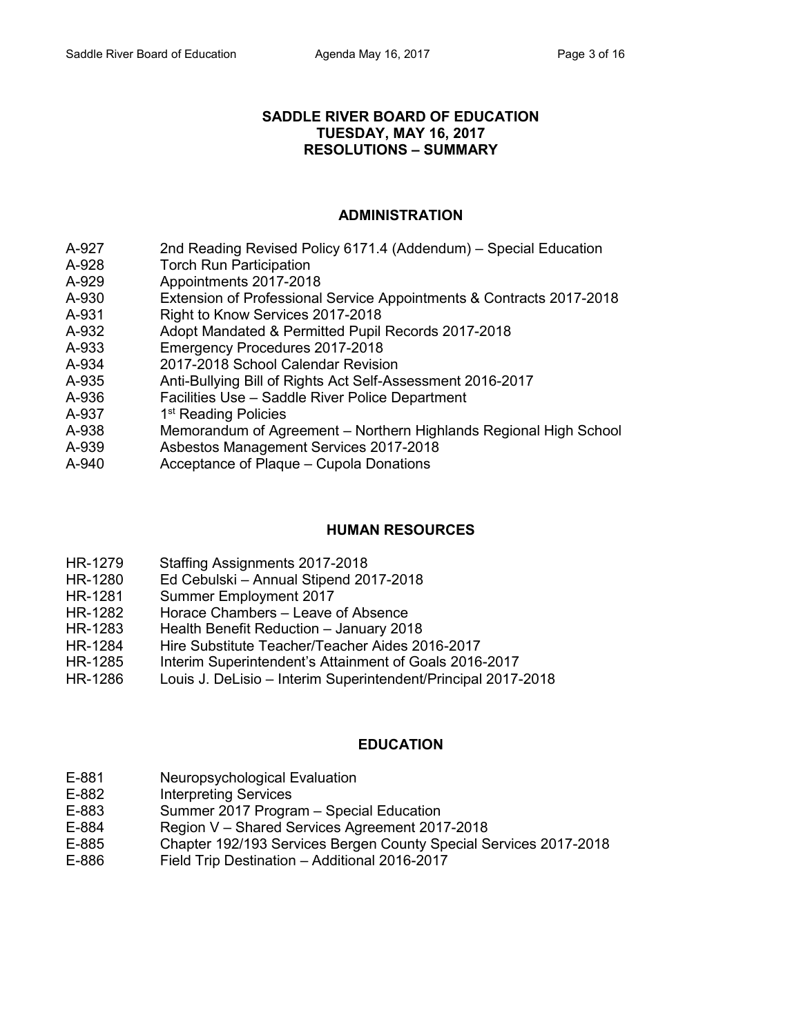# SADDLE RIVER BOARD OF EDUCATION
# TUESDAY, MAY 16, 2017
# RESOLUTIONS – SUMMARY

## ADMINISTRATION

| | |
|---|---|
| A-927 | 2nd Reading Revised Policy 6171.4 (Addendum) – Special Education |
| A-928 | Torch Run Participation |
| A-929 | Appointments 2017-2018 |
| A-930 | Extension of Professional Service Appointments & Contracts 2017-2018 |
| A-931 | Right to Know Services 2017-2018 |
| A-932 | Adopt Mandated & Permitted Pupil Records 2017-2018 |
| A-933 | Emergency Procedures 2017-2018 |
| A-934 | 2017-2018 School Calendar Revision |
| A-935 | Anti-Bullying Bill of Rights Act Self-Assessment 2016-2017 |
| A-936 | Facilities Use – Saddle River Police Department |
| A-937 | 1st Reading Policies |
| A-938 | Memorandum of Agreement – Northern Highlands Regional High School |
| A-939 | Asbestos Management Services 2017-2018 |
| A-940 | Acceptance of Plaque – Cupola Donations |

## HUMAN RESOURCES

| | |
|---|---|
| HR-1279 | Staffing Assignments 2017-2018 |
| HR-1280 | Ed Cebulski – Annual Stipend 2017-2018 |
| HR-1281 | Summer Employment 2017 |
| HR-1282 | Horace Chambers – Leave of Absence |
| HR-1283 | Health Benefit Reduction – January 2018 |
| HR-1284 | Hire Substitute Teacher/Teacher Aides 2016-2017 |
| HR-1285 | Interim Superintendent's Attainment of Goals 2016-2017 |
| HR-1286 | Louis J. DeLisio – Interim Superintendent/Principal 2017-2018 |

## EDUCATION

| | |
|---|---|
| E-881 | Neuropsychological Evaluation |
| E-882 | Interpreting Services |
| E-883 | Summer 2017 Program – Special Education |
| E-884 | Region V – Shared Services Agreement 2017-2018 |
| E-885 | Chapter 192/193 Services Bergen County Special Services 2017-2018 |
| E-886 | Field Trip Destination – Additional 2016-2017 |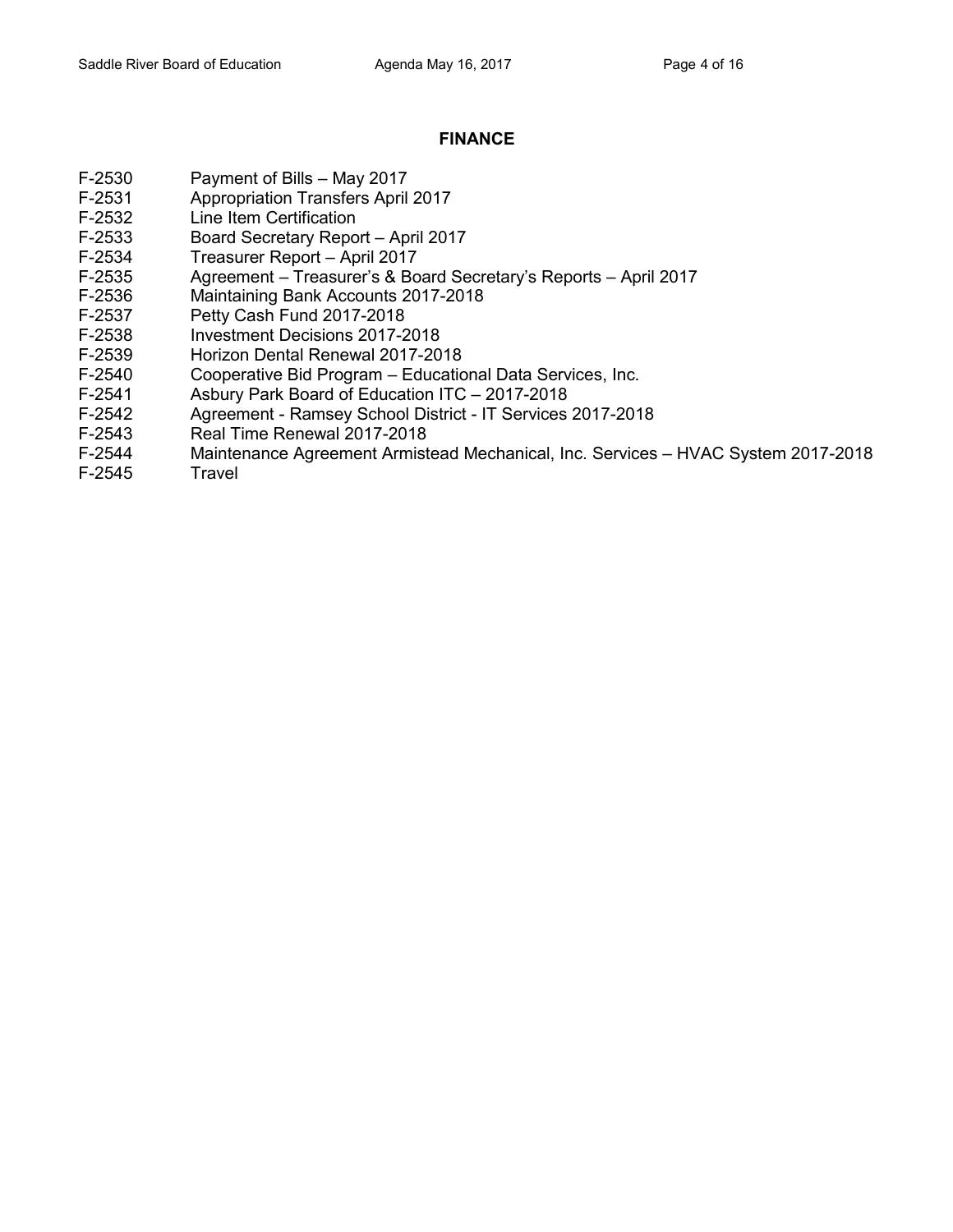## FINANCE

| | |
|---|---|
| F-2530 | Payment of Bills – May 2017 |
| F-2531 | Appropriation Transfers April 2017 |
| F-2532 | Line Item Certification |
| F-2533 | Board Secretary Report – April 2017 |
| F-2534 | Treasurer Report – April 2017 |
| F-2535 | Agreement – Treasurer's & Board Secretary's Reports – April 2017 |
| F-2536 | Maintaining Bank Accounts 2017-2018 |
| F-2537 | Petty Cash Fund 2017-2018 |
| F-2538 | Investment Decisions 2017-2018 |
| F-2539 | Horizon Dental Renewal 2017-2018 |
| F-2540 | Cooperative Bid Program – Educational Data Services, Inc. |
| F-2541 | Asbury Park Board of Education ITC – 2017-2018 |
| F-2542 | Agreement - Ramsey School District - IT Services 2017-2018 |
| F-2543 | Real Time Renewal 2017-2018 |
| F-2544 | Maintenance Agreement Armistead Mechanical, Inc. Services – HVAC System 2017-2018 |
| F-2545 | Travel |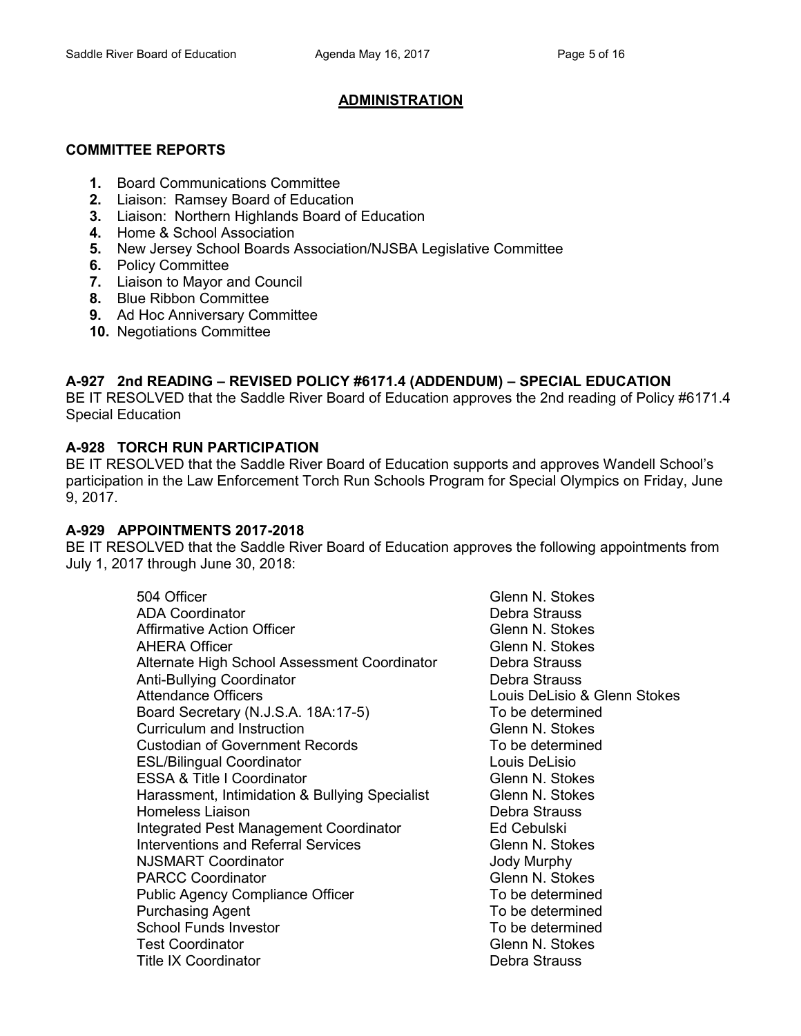## ADMINISTRATION

### COMMITTEE REPORTS

1. Board Communications Committee
2. Liaison: Ramsey Board of Education
3. Liaison: Northern Highlands Board of Education
4. Home & School Association
5. New Jersey School Boards Association/NJSBA Legislative Committee
6. Policy Committee
7. Liaison to Mayor and Council
8. Blue Ribbon Committee
9. Ad Hoc Anniversary Committee
10. Negotiations Committee

### A-927 2nd READING – REVISED POLICY #6171.4 (ADDENDUM) – SPECIAL EDUCATION

BE IT RESOLVED that the Saddle River Board of Education approves the 2nd reading of Policy #6171.4 Special Education

### A-928 TORCH RUN PARTICIPATION

BE IT RESOLVED that the Saddle River Board of Education supports and approves Wandell School's participation in the Law Enforcement Torch Run Schools Program for Special Olympics on Friday, June 9, 2017.

### A-929 APPOINTMENTS 2017-2018

BE IT RESOLVED that the Saddle River Board of Education approves the following appointments from July 1, 2017 through June 30, 2018:

| | |
|---|---|
| 504 Officer | Glenn N. Stokes |
| ADA Coordinator | Debra Strauss |
| Affirmative Action Officer | Glenn N. Stokes |
| AHERA Officer | Glenn N. Stokes |
| Alternate High School Assessment Coordinator | Debra Strauss |
| Anti-Bullying Coordinator | Debra Strauss |
| Attendance Officers | Louis DeLisio & Glenn Stokes |
| Board Secretary (N.J.S.A. 18A:17-5) | To be determined |
| Curriculum and Instruction | Glenn N. Stokes |
| Custodian of Government Records | To be determined |
| ESL/Bilingual Coordinator | Louis DeLisio |
| ESSA & Title I Coordinator | Glenn N. Stokes |
| Harassment, Intimidation & Bullying Specialist | Glenn N. Stokes |
| Homeless Liaison | Debra Strauss |
| Integrated Pest Management Coordinator | Ed Cebulski |
| Interventions and Referral Services | Glenn N. Stokes |
| NJSMART Coordinator | Jody Murphy |
| PARCC Coordinator | Glenn N. Stokes |
| Public Agency Compliance Officer | To be determined |
| Purchasing Agent | To be determined |
| School Funds Investor | To be determined |
| Test Coordinator | Glenn N. Stokes |
| Title IX Coordinator | Debra Strauss |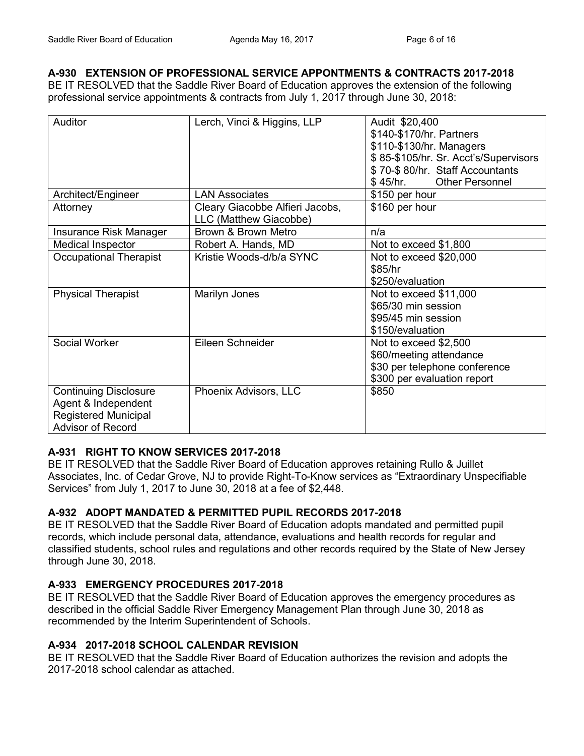### A-930 EXTENSION OF PROFESSIONAL SERVICE APPONTMENTS & CONTRACTS 2017-2018

BE IT RESOLVED that the Saddle River Board of Education approves the extension of the following professional service appointments & contracts from July 1, 2017 through June 30, 2018:

| | | |
|---|---|---|
| Auditor | Lerch, Vinci & Higgins, LLP | Audit $20,400<br>$140-$170/hr. Partners<br>$110-$130/hr. Managers<br>$ 85-$105/hr. Sr. Acct's/Supervisors<br>$ 70-$ 80/hr. Staff Accountants<br>$ 45/hr. Other Personnel |
| Architect/Engineer | LAN Associates | $150 per hour |
| Attorney | Cleary Giacobbe Alfieri Jacobs, LLC (Matthew Giacobbe) | $160 per hour |
| Insurance Risk Manager | Brown & Brown Metro | n/a |
| Medical Inspector | Robert A. Hands, MD | Not to exceed $1,800 |
| Occupational Therapist | Kristie Woods-d/b/a SYNC | Not to exceed $20,000<br>$85/hr<br>$250/evaluation |
| Physical Therapist | Marilyn Jones | Not to exceed $11,000<br>$65/30 min session<br>$95/45 min session<br>$150/evaluation |
| Social Worker | Eileen Schneider | Not to exceed $2,500<br>$60/meeting attendance<br>$30 per telephone conference<br>$300 per evaluation report |
| Continuing Disclosure Agent & Independent Registered Municipal Advisor of Record | Phoenix Advisors, LLC | $850 |

### A-931 RIGHT TO KNOW SERVICES 2017-2018

BE IT RESOLVED that the Saddle River Board of Education approves retaining Rullo & Juillet Associates, Inc. of Cedar Grove, NJ to provide Right-To-Know services as "Extraordinary Unspecifiable Services" from July 1, 2017 to June 30, 2018 at a fee of $2,448.

### A-932 ADOPT MANDATED & PERMITTED PUPIL RECORDS 2017-2018

BE IT RESOLVED that the Saddle River Board of Education adopts mandated and permitted pupil records, which include personal data, attendance, evaluations and health records for regular and classified students, school rules and regulations and other records required by the State of New Jersey through June 30, 2018.

### A-933 EMERGENCY PROCEDURES 2017-2018

BE IT RESOLVED that the Saddle River Board of Education approves the emergency procedures as described in the official Saddle River Emergency Management Plan through June 30, 2018 as recommended by the Interim Superintendent of Schools.

### A-934 2017-2018 SCHOOL CALENDAR REVISION

BE IT RESOLVED that the Saddle River Board of Education authorizes the revision and adopts the 2017-2018 school calendar as attached.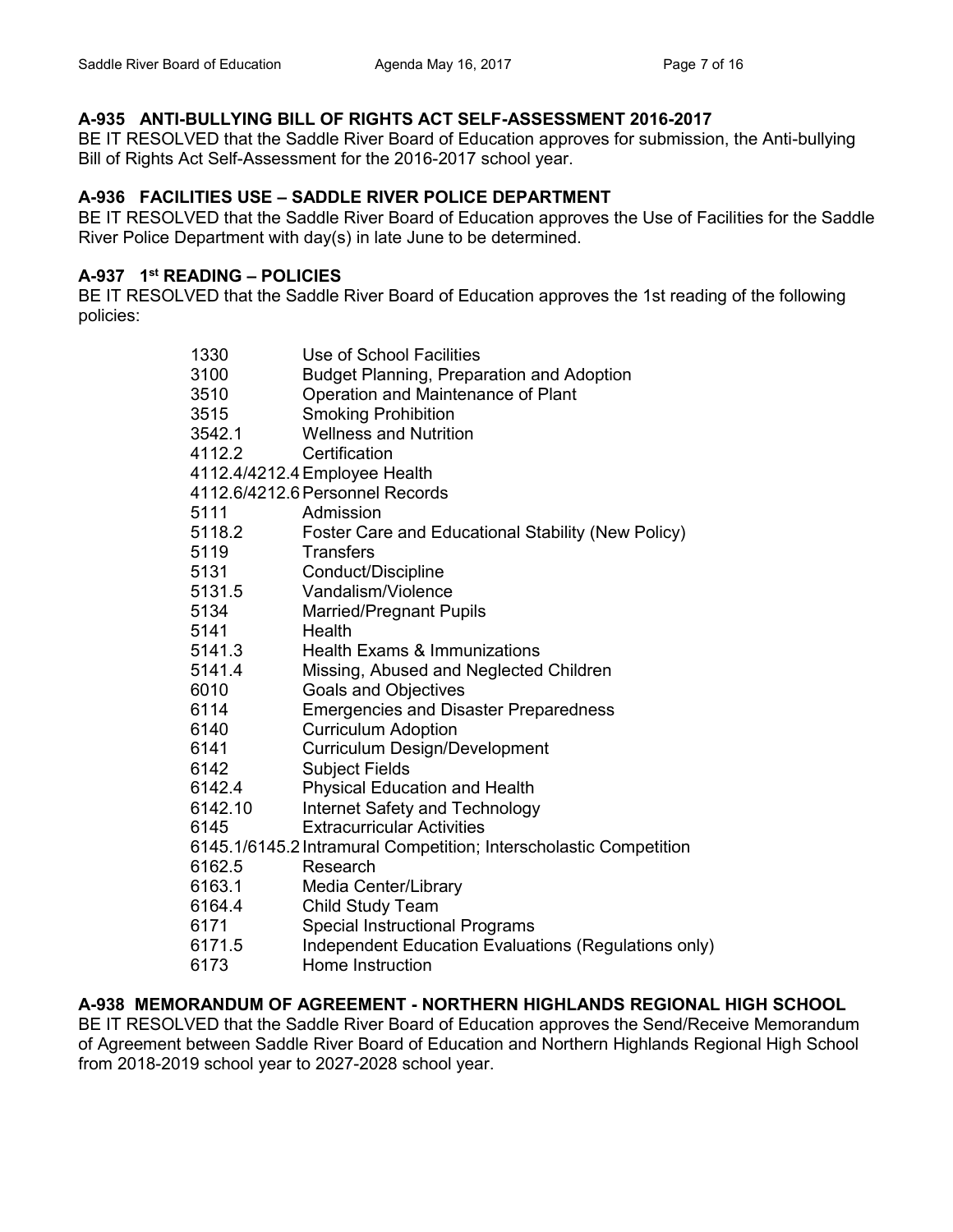### A-935 ANTI-BULLYING BILL OF RIGHTS ACT SELF-ASSESSMENT 2016-2017

BE IT RESOLVED that the Saddle River Board of Education approves for submission, the Anti-bullying Bill of Rights Act Self-Assessment for the 2016-2017 school year.

### A-936 FACILITIES USE – SADDLE RIVER POLICE DEPARTMENT

BE IT RESOLVED that the Saddle River Board of Education approves the Use of Facilities for the Saddle River Police Department with day(s) in late June to be determined.

### A-937 1st READING – POLICIES

BE IT RESOLVED that the Saddle River Board of Education approves the 1st reading of the following policies:

| | |
|---|---|
| 1330 | Use of School Facilities |
| 3100 | Budget Planning, Preparation and Adoption |
| 3510 | Operation and Maintenance of Plant |
| 3515 | Smoking Prohibition |
| 3542.1 | Wellness and Nutrition |
| 4112.2 | Certification |
| 4112.4/4212.4 | Employee Health |
| 4112.6/4212.6 | Personnel Records |
| 5111 | Admission |
| 5118.2 | Foster Care and Educational Stability (New Policy) |
| 5119 | Transfers |
| 5131 | Conduct/Discipline |
| 5131.5 | Vandalism/Violence |
| 5134 | Married/Pregnant Pupils |
| 5141 | Health |
| 5141.3 | Health Exams & Immunizations |
| 5141.4 | Missing, Abused and Neglected Children |
| 6010 | Goals and Objectives |
| 6114 | Emergencies and Disaster Preparedness |
| 6140 | Curriculum Adoption |
| 6141 | Curriculum Design/Development |
| 6142 | Subject Fields |
| 6142.4 | Physical Education and Health |
| 6142.10 | Internet Safety and Technology |
| 6145 | Extracurricular Activities |
| 6145.1/6145.2 | Intramural Competition; Interscholastic Competition |
| 6162.5 | Research |
| 6163.1 | Media Center/Library |
| 6164.4 | Child Study Team |
| 6171 | Special Instructional Programs |
| 6171.5 | Independent Education Evaluations (Regulations only) |
| 6173 | Home Instruction |

### A-938 MEMORANDUM OF AGREEMENT - NORTHERN HIGHLANDS REGIONAL HIGH SCHOOL

BE IT RESOLVED that the Saddle River Board of Education approves the Send/Receive Memorandum of Agreement between Saddle River Board of Education and Northern Highlands Regional High School from 2018-2019 school year to 2027-2028 school year.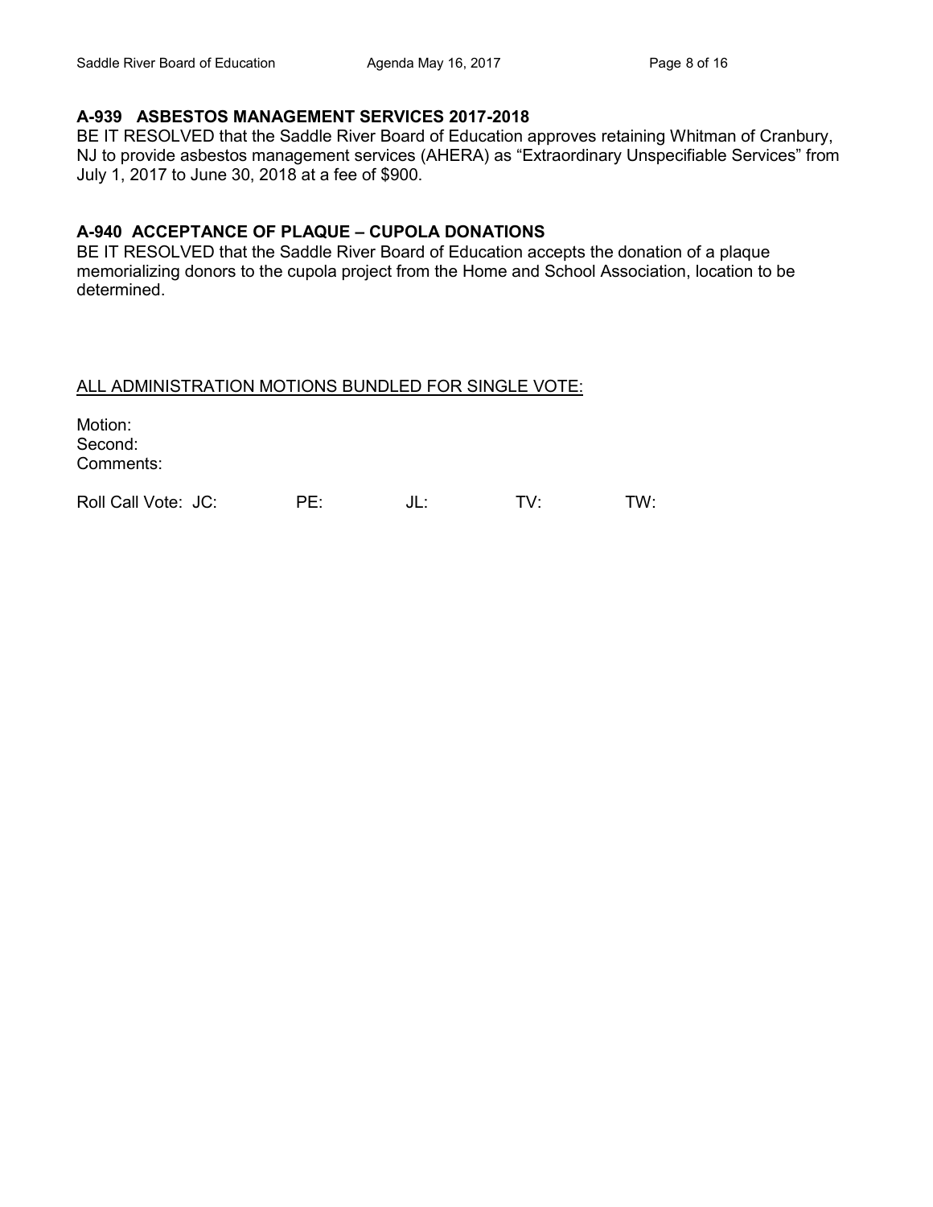**A-939 ASBESTOS MANAGEMENT SERVICES 2017-2018**

BE IT RESOLVED that the Saddle River Board of Education approves retaining Whitman of Cranbury, NJ to provide asbestos management services (AHERA) as "Extraordinary Unspecifiable Services" from July 1, 2017 to June 30, 2018 at a fee of $900.

**A-940 ACCEPTANCE OF PLAQUE – CUPOLA DONATIONS**

BE IT RESOLVED that the Saddle River Board of Education accepts the donation of a plaque memorializing donors to the cupola project from the Home and School Association, location to be determined.

<u>ALL ADMINISTRATION MOTIONS BUNDLED FOR SINGLE VOTE:</u>

Motion:
Second:
Comments:

Roll Call Vote: JC: PE: JL: TV: TW: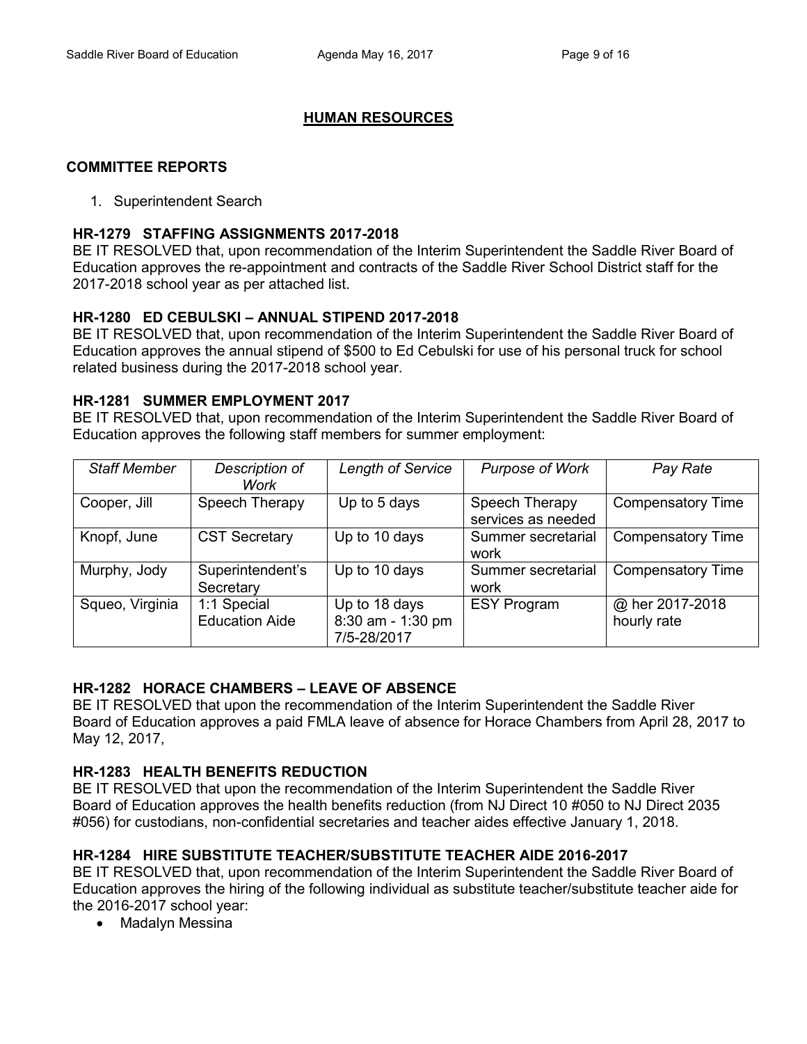## HUMAN RESOURCES

### COMMITTEE REPORTS

1. Superintendent Search

**HR-1279 STAFFING ASSIGNMENTS 2017-2018**

BE IT RESOLVED that, upon recommendation of the Interim Superintendent the Saddle River Board of Education approves the re-appointment and contracts of the Saddle River School District staff for the 2017-2018 school year as per attached list.

**HR-1280 ED CEBULSKI – ANNUAL STIPEND 2017-2018**

BE IT RESOLVED that, upon recommendation of the Interim Superintendent the Saddle River Board of Education approves the annual stipend of $500 to Ed Cebulski for use of his personal truck for school related business during the 2017-2018 school year.

**HR-1281 SUMMER EMPLOYMENT 2017**

BE IT RESOLVED that, upon recommendation of the Interim Superintendent the Saddle River Board of Education approves the following staff members for summer employment:

| *Staff Member* | *Description of Work* | *Length of Service* | *Purpose of Work* | *Pay Rate* |
|---|---|---|---|---|
| Cooper, Jill | Speech Therapy | Up to 5 days | Speech Therapy services as needed | Compensatory Time |
| Knopf, June | CST Secretary | Up to 10 days | Summer secretarial work | Compensatory Time |
| Murphy, Jody | Superintendent's Secretary | Up to 10 days | Summer secretarial work | Compensatory Time |
| Squeo, Virginia | 1:1 Special Education Aide | Up to 18 days 8:30 am - 1:30 pm 7/5-28/2017 | ESY Program | @ her 2017-2018 hourly rate |

**HR-1282 HORACE CHAMBERS – LEAVE OF ABSENCE**

BE IT RESOLVED that upon the recommendation of the Interim Superintendent the Saddle River Board of Education approves a paid FMLA leave of absence for Horace Chambers from April 28, 2017 to May 12, 2017,

**HR-1283 HEALTH BENEFITS REDUCTION**

BE IT RESOLVED that upon the recommendation of the Interim Superintendent the Saddle River Board of Education approves the health benefits reduction (from NJ Direct 10 #050 to NJ Direct 2035 #056) for custodians, non-confidential secretaries and teacher aides effective January 1, 2018.

**HR-1284 HIRE SUBSTITUTE TEACHER/SUBSTITUTE TEACHER AIDE 2016-2017**

BE IT RESOLVED that, upon recommendation of the Interim Superintendent the Saddle River Board of Education approves the hiring of the following individual as substitute teacher/substitute teacher aide for the 2016-2017 school year:

- Madalyn Messina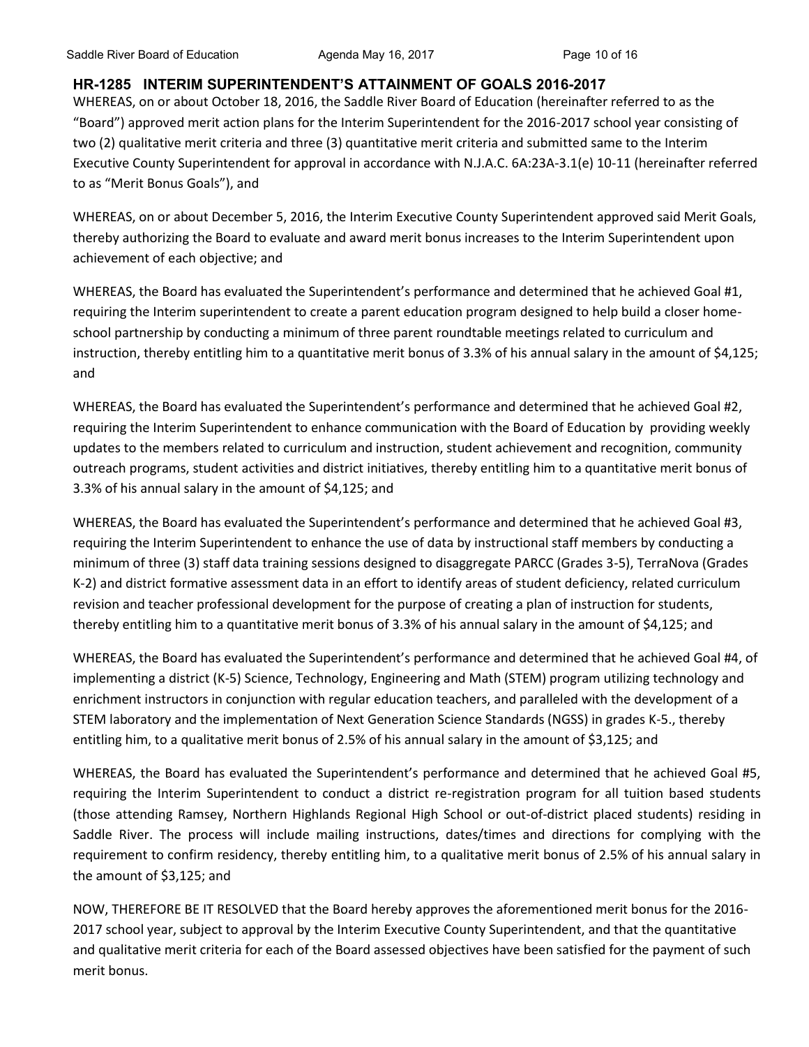## HR-1285 INTERIM SUPERINTENDENT'S ATTAINMENT OF GOALS 2016-2017

WHEREAS, on or about October 18, 2016, the Saddle River Board of Education (hereinafter referred to as the "Board") approved merit action plans for the Interim Superintendent for the 2016-2017 school year consisting of two (2) qualitative merit criteria and three (3) quantitative merit criteria and submitted same to the Interim Executive County Superintendent for approval in accordance with N.J.A.C. 6A:23A-3.1(e) 10-11 (hereinafter referred to as "Merit Bonus Goals"), and

WHEREAS, on or about December 5, 2016, the Interim Executive County Superintendent approved said Merit Goals, thereby authorizing the Board to evaluate and award merit bonus increases to the Interim Superintendent upon achievement of each objective; and

WHEREAS, the Board has evaluated the Superintendent's performance and determined that he achieved Goal #1, requiring the Interim superintendent to create a parent education program designed to help build a closer home-school partnership by conducting a minimum of three parent roundtable meetings related to curriculum and instruction, thereby entitling him to a quantitative merit bonus of 3.3% of his annual salary in the amount of $4,125; and

WHEREAS, the Board has evaluated the Superintendent's performance and determined that he achieved Goal #2, requiring the Interim Superintendent to enhance communication with the Board of Education by providing weekly updates to the members related to curriculum and instruction, student achievement and recognition, community outreach programs, student activities and district initiatives, thereby entitling him to a quantitative merit bonus of 3.3% of his annual salary in the amount of $4,125; and

WHEREAS, the Board has evaluated the Superintendent's performance and determined that he achieved Goal #3, requiring the Interim Superintendent to enhance the use of data by instructional staff members by conducting a minimum of three (3) staff data training sessions designed to disaggregate PARCC (Grades 3-5), TerraNova (Grades K-2) and district formative assessment data in an effort to identify areas of student deficiency, related curriculum revision and teacher professional development for the purpose of creating a plan of instruction for students, thereby entitling him to a quantitative merit bonus of 3.3% of his annual salary in the amount of $4,125; and

WHEREAS, the Board has evaluated the Superintendent's performance and determined that he achieved Goal #4, of implementing a district (K-5) Science, Technology, Engineering and Math (STEM) program utilizing technology and enrichment instructors in conjunction with regular education teachers, and paralleled with the development of a STEM laboratory and the implementation of Next Generation Science Standards (NGSS) in grades K-5., thereby entitling him, to a qualitative merit bonus of 2.5% of his annual salary in the amount of $3,125; and

WHEREAS, the Board has evaluated the Superintendent's performance and determined that he achieved Goal #5, requiring the Interim Superintendent to conduct a district re-registration program for all tuition based students (those attending Ramsey, Northern Highlands Regional High School or out-of-district placed students) residing in Saddle River. The process will include mailing instructions, dates/times and directions for complying with the requirement to confirm residency, thereby entitling him, to a qualitative merit bonus of 2.5% of his annual salary in the amount of $3,125; and

NOW, THEREFORE BE IT RESOLVED that the Board hereby approves the aforementioned merit bonus for the 2016-2017 school year, subject to approval by the Interim Executive County Superintendent, and that the quantitative and qualitative merit criteria for each of the Board assessed objectives have been satisfied for the payment of such merit bonus.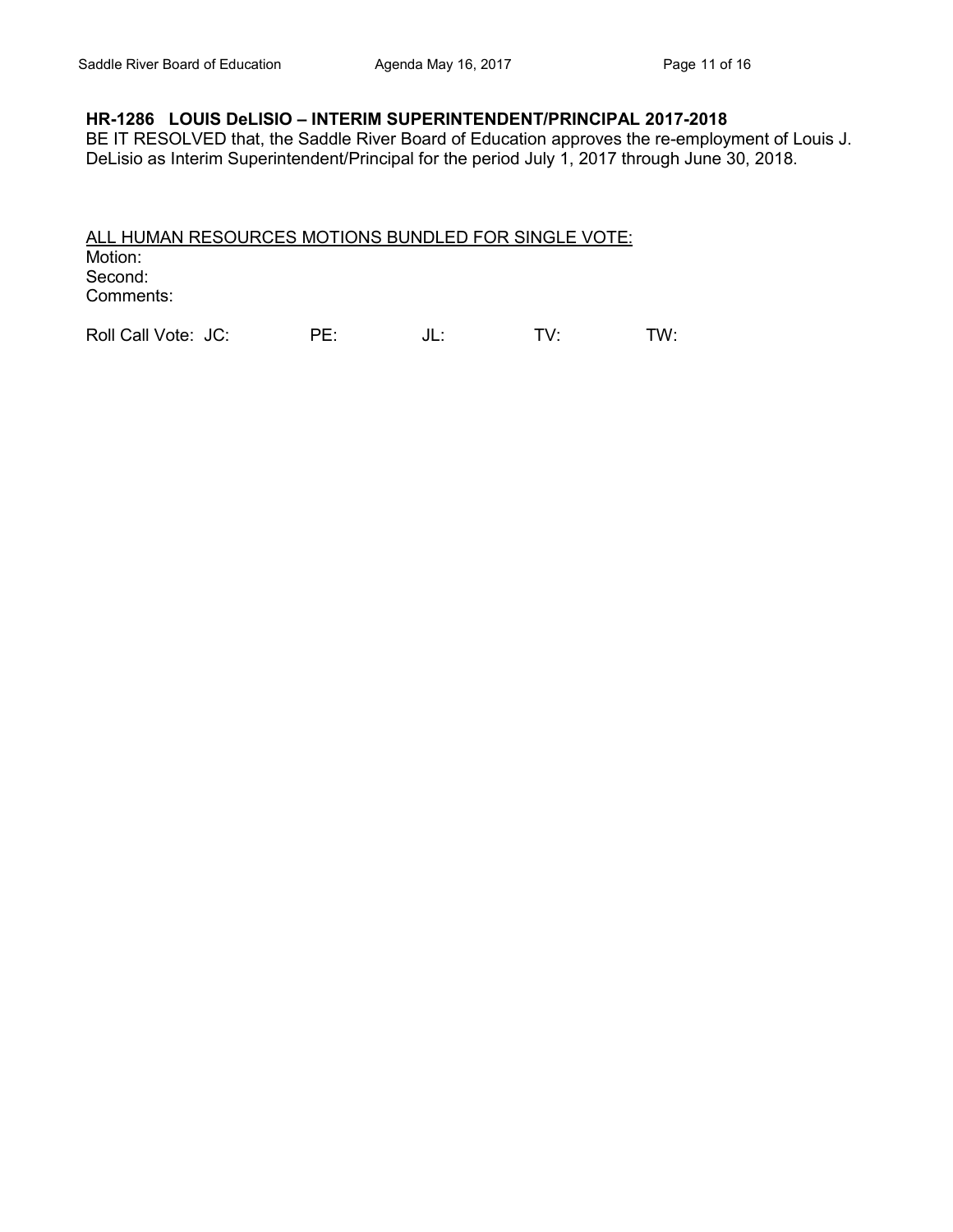**HR-1286 LOUIS DeLISIO – INTERIM SUPERINTENDENT/PRINCIPAL 2017-2018**
BE IT RESOLVED that, the Saddle River Board of Education approves the re-employment of Louis J. DeLisio as Interim Superintendent/Principal for the period July 1, 2017 through June 30, 2018.

<u>ALL HUMAN RESOURCES MOTIONS BUNDLED FOR SINGLE VOTE:</u>
Motion:
Second:
Comments:

Roll Call Vote: JC: PE: JL: TV: TW: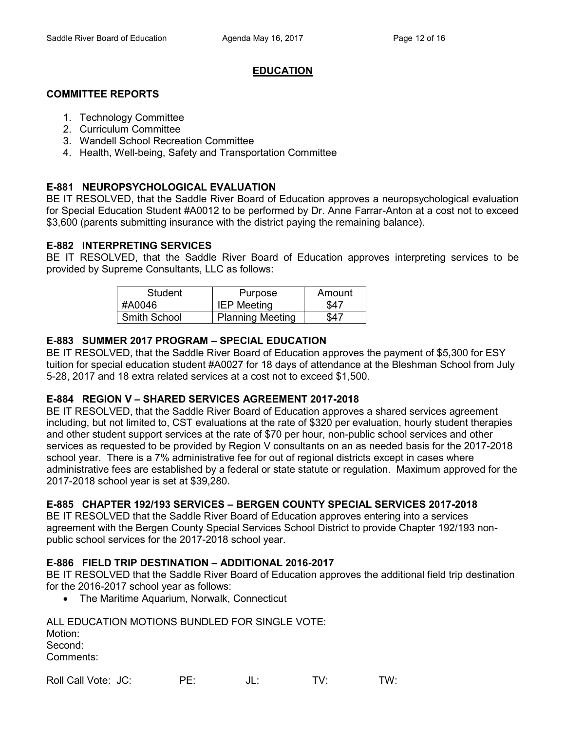## EDUCATION

### COMMITTEE REPORTS

1. Technology Committee
2. Curriculum Committee
3. Wandell School Recreation Committee
4. Health, Well-being, Safety and Transportation Committee

### E-881 NEUROPSYCHOLOGICAL EVALUATION

BE IT RESOLVED, that the Saddle River Board of Education approves a neuropsychological evaluation for Special Education Student #A0012 to be performed by Dr. Anne Farrar-Anton at a cost not to exceed $3,600 (parents submitting insurance with the district paying the remaining balance).

### E-882 INTERPRETING SERVICES

BE IT RESOLVED, that the Saddle River Board of Education approves interpreting services to be provided by Supreme Consultants, LLC as follows:

| Student | Purpose | Amount |
|---|---|---|
| #A0046 | IEP Meeting | $47 |
| Smith School | Planning Meeting | $47 |

### E-883 SUMMER 2017 PROGRAM – SPECIAL EDUCATION

BE IT RESOLVED, that the Saddle River Board of Education approves the payment of $5,300 for ESY tuition for special education student #A0027 for 18 days of attendance at the Bleshman School from July 5-28, 2017 and 18 extra related services at a cost not to exceed $1,500.

### E-884 REGION V – SHARED SERVICES AGREEMENT 2017-2018

BE IT RESOLVED, that the Saddle River Board of Education approves a shared services agreement including, but not limited to, CST evaluations at the rate of $320 per evaluation, hourly student therapies and other student support services at the rate of $70 per hour, non-public school services and other services as requested to be provided by Region V consultants on an as needed basis for the 2017-2018 school year. There is a 7% administrative fee for out of regional districts except in cases where administrative fees are established by a federal or state statute or regulation. Maximum approved for the 2017-2018 school year is set at $39,280.

### E-885 CHAPTER 192/193 SERVICES – BERGEN COUNTY SPECIAL SERVICES 2017-2018

BE IT RESOLVED that the Saddle River Board of Education approves entering into a services agreement with the Bergen County Special Services School District to provide Chapter 192/193 non-public school services for the 2017-2018 school year.

### E-886 FIELD TRIP DESTINATION – ADDITIONAL 2016-2017

BE IT RESOLVED that the Saddle River Board of Education approves the additional field trip destination for the 2016-2017 school year as follows:

- The Maritime Aquarium, Norwalk, Connecticut

ALL EDUCATION MOTIONS BUNDLED FOR SINGLE VOTE:

Motion:
Second:
Comments:

Roll Call Vote: JC: PE: JL: TV: TW: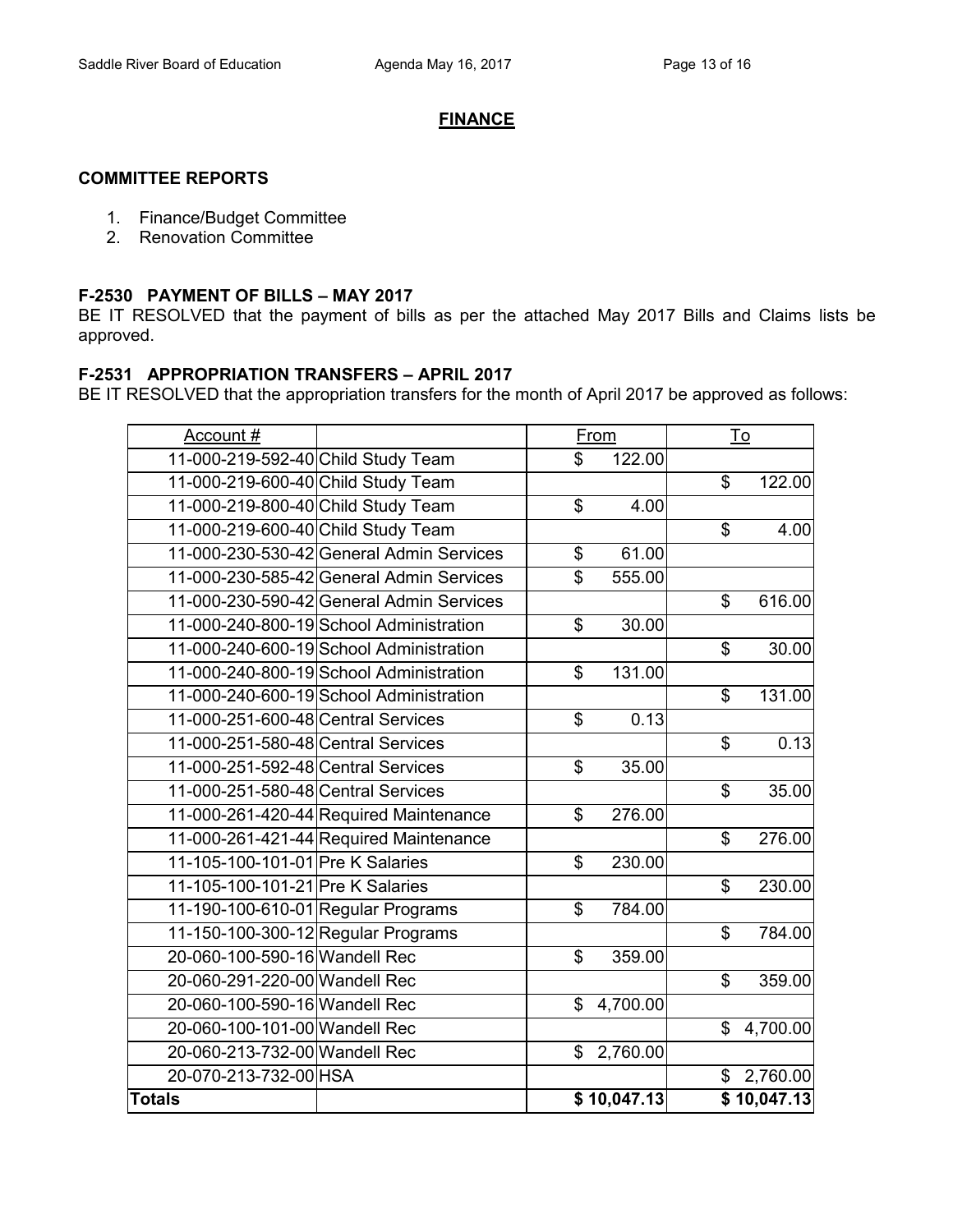## FINANCE

### COMMITTEE REPORTS

1. Finance/Budget Committee
2. Renovation Committee

### F-2530 PAYMENT OF BILLS – MAY 2017

BE IT RESOLVED that the payment of bills as per the attached May 2017 Bills and Claims lists be approved.

### F-2531 APPROPRIATION TRANSFERS – APRIL 2017

BE IT RESOLVED that the appropriation transfers for the month of April 2017 be approved as follows:

| Account # | | From | To |
|---|---|---|---|
| 11-000-219-592-40 | Child Study Team | $ 122.00 | |
| 11-000-219-600-40 | Child Study Team | | $ 122.00 |
| 11-000-219-800-40 | Child Study Team | $ 4.00 | |
| 11-000-219-600-40 | Child Study Team | | $ 4.00 |
| 11-000-230-530-42 | General Admin Services | $ 61.00 | |
| 11-000-230-585-42 | General Admin Services | $ 555.00 | |
| 11-000-230-590-42 | General Admin Services | | $ 616.00 |
| 11-000-240-800-19 | School Administration | $ 30.00 | |
| 11-000-240-600-19 | School Administration | | $ 30.00 |
| 11-000-240-800-19 | School Administration | $ 131.00 | |
| 11-000-240-600-19 | School Administration | | $ 131.00 |
| 11-000-251-600-48 | Central Services | $ 0.13 | |
| 11-000-251-580-48 | Central Services | | $ 0.13 |
| 11-000-251-592-48 | Central Services | $ 35.00 | |
| 11-000-251-580-48 | Central Services | | $ 35.00 |
| 11-000-261-420-44 | Required Maintenance | $ 276.00 | |
| 11-000-261-421-44 | Required Maintenance | | $ 276.00 |
| 11-105-100-101-01 | Pre K Salaries | $ 230.00 | |
| 11-105-100-101-21 | Pre K Salaries | | $ 230.00 |
| 11-190-100-610-01 | Regular Programs | $ 784.00 | |
| 11-150-100-300-12 | Regular Programs | | $ 784.00 |
| 20-060-100-590-16 | Wandell Rec | $ 359.00 | |
| 20-060-291-220-00 | Wandell Rec | | $ 359.00 |
| 20-060-100-590-16 | Wandell Rec | $ 4,700.00 | |
| 20-060-100-101-00 | Wandell Rec | | $ 4,700.00 |
| 20-060-213-732-00 | Wandell Rec | $ 2,760.00 | |
| 20-070-213-732-00 | HSA | | $ 2,760.00 |
| **Totals** | | **$ 10,047.13** | **$ 10,047.13** |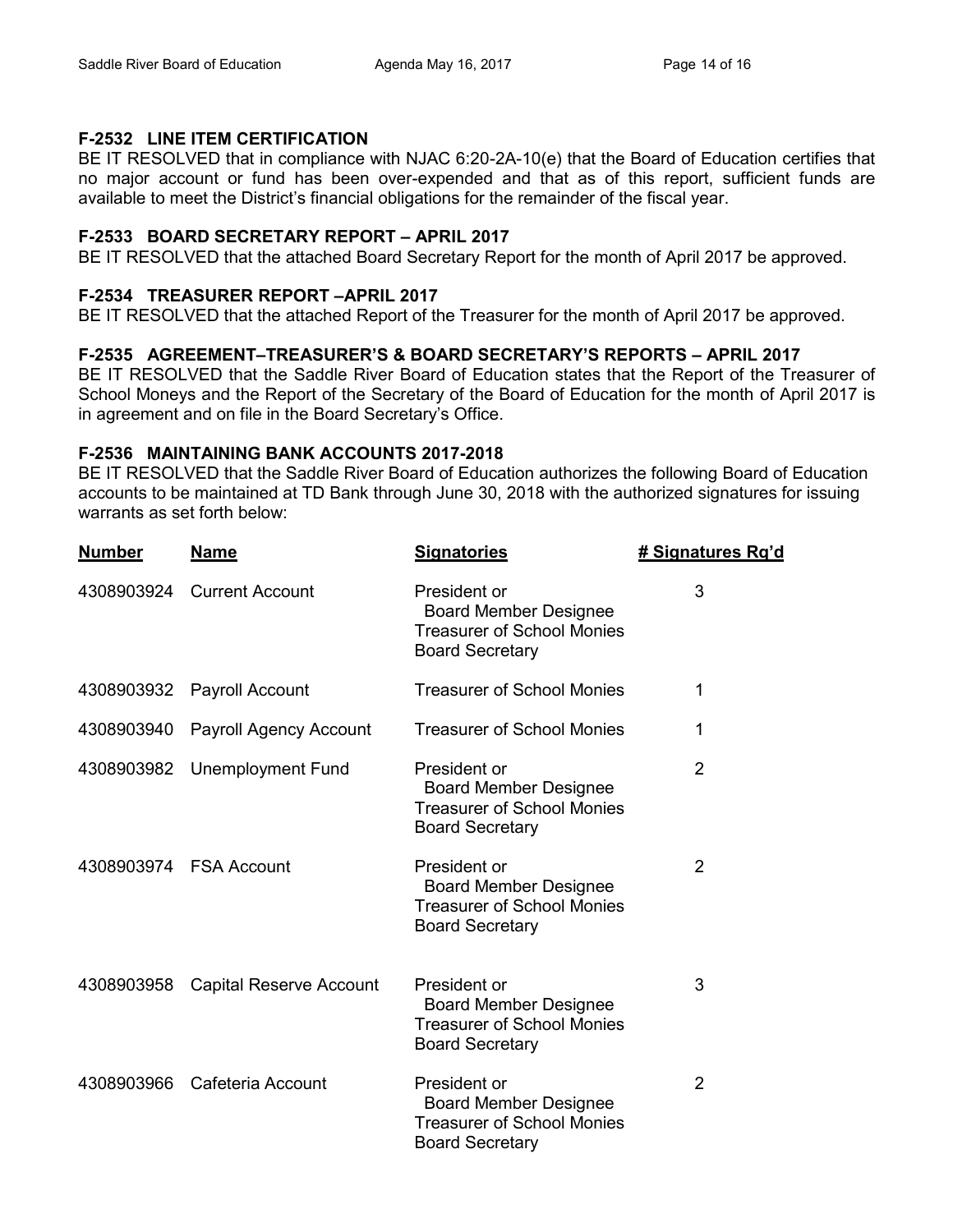### F-2532 LINE ITEM CERTIFICATION

BE IT RESOLVED that in compliance with NJAC 6:20-2A-10(e) that the Board of Education certifies that no major account or fund has been over-expended and that as of this report, sufficient funds are available to meet the District's financial obligations for the remainder of the fiscal year.

### F-2533 BOARD SECRETARY REPORT – APRIL 2017

BE IT RESOLVED that the attached Board Secretary Report for the month of April 2017 be approved.

### F-2534 TREASURER REPORT –APRIL 2017

BE IT RESOLVED that the attached Report of the Treasurer for the month of April 2017 be approved.

### F-2535 AGREEMENT–TREASURER'S & BOARD SECRETARY'S REPORTS – APRIL 2017

BE IT RESOLVED that the Saddle River Board of Education states that the Report of the Treasurer of School Moneys and the Report of the Secretary of the Board of Education for the month of April 2017 is in agreement and on file in the Board Secretary's Office.

### F-2536 MAINTAINING BANK ACCOUNTS 2017-2018

BE IT RESOLVED that the Saddle River Board of Education authorizes the following Board of Education accounts to be maintained at TD Bank through June 30, 2018 with the authorized signatures for issuing warrants as set forth below:

| Number | Name | Signatories | # Signatures Rq'd |
|---|---|---|---|
| 4308903924 | Current Account | President or<br>Board Member Designee<br>Treasurer of School Monies<br>Board Secretary | 3 |
| 4308903932 | Payroll Account | Treasurer of School Monies | 1 |
| 4308903940 | Payroll Agency Account | Treasurer of School Monies | 1 |
| 4308903982 | Unemployment Fund | President or<br>Board Member Designee<br>Treasurer of School Monies<br>Board Secretary | 2 |
| 4308903974 | FSA Account | President or<br>Board Member Designee<br>Treasurer of School Monies<br>Board Secretary | 2 |
| 4308903958 | Capital Reserve Account | President or<br>Board Member Designee<br>Treasurer of School Monies<br>Board Secretary | 3 |
| 4308903966 | Cafeteria Account | President or<br>Board Member Designee<br>Treasurer of School Monies<br>Board Secretary | 2 |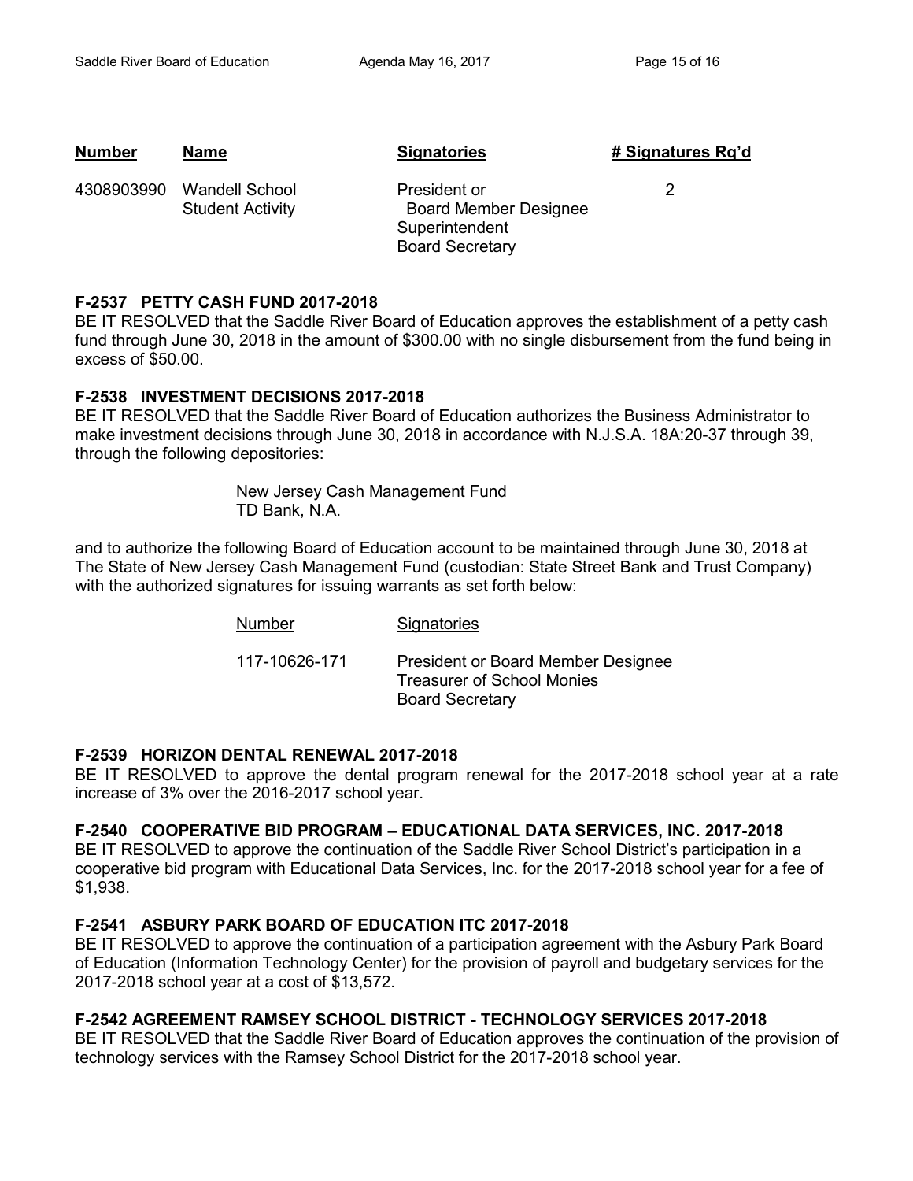| Number | Name | Signatories | # Signatures Rq'd |
|---|---|---|---|
| 4308903990 | Wandell School Student Activity | President or Board Member Designee<br>Superintendent<br>Board Secretary | 2 |

**F-2537 PETTY CASH FUND 2017-2018**
BE IT RESOLVED that the Saddle River Board of Education approves the establishment of a petty cash fund through June 30, 2018 in the amount of $300.00 with no single disbursement from the fund being in excess of $50.00.

**F-2538 INVESTMENT DECISIONS 2017-2018**
BE IT RESOLVED that the Saddle River Board of Education authorizes the Business Administrator to make investment decisions through June 30, 2018 in accordance with N.J.S.A. 18A:20-37 through 39, through the following depositories:

New Jersey Cash Management Fund
TD Bank, N.A.

and to authorize the following Board of Education account to be maintained through June 30, 2018 at The State of New Jersey Cash Management Fund (custodian: State Street Bank and Trust Company) with the authorized signatures for issuing warrants as set forth below:

| Number | Signatories |
|---|---|
| 117-10626-171 | President or Board Member Designee<br>Treasurer of School Monies<br>Board Secretary |

**F-2539 HORIZON DENTAL RENEWAL 2017-2018**
BE IT RESOLVED to approve the dental program renewal for the 2017-2018 school year at a rate increase of 3% over the 2016-2017 school year.

**F-2540 COOPERATIVE BID PROGRAM – EDUCATIONAL DATA SERVICES, INC. 2017-2018**
BE IT RESOLVED to approve the continuation of the Saddle River School District's participation in a cooperative bid program with Educational Data Services, Inc. for the 2017-2018 school year for a fee of $1,938.

**F-2541 ASBURY PARK BOARD OF EDUCATION ITC 2017-2018**
BE IT RESOLVED to approve the continuation of a participation agreement with the Asbury Park Board of Education (Information Technology Center) for the provision of payroll and budgetary services for the 2017-2018 school year at a cost of $13,572.

**F-2542 AGREEMENT RAMSEY SCHOOL DISTRICT - TECHNOLOGY SERVICES 2017-2018**
BE IT RESOLVED that the Saddle River Board of Education approves the continuation of the provision of technology services with the Ramsey School District for the 2017-2018 school year.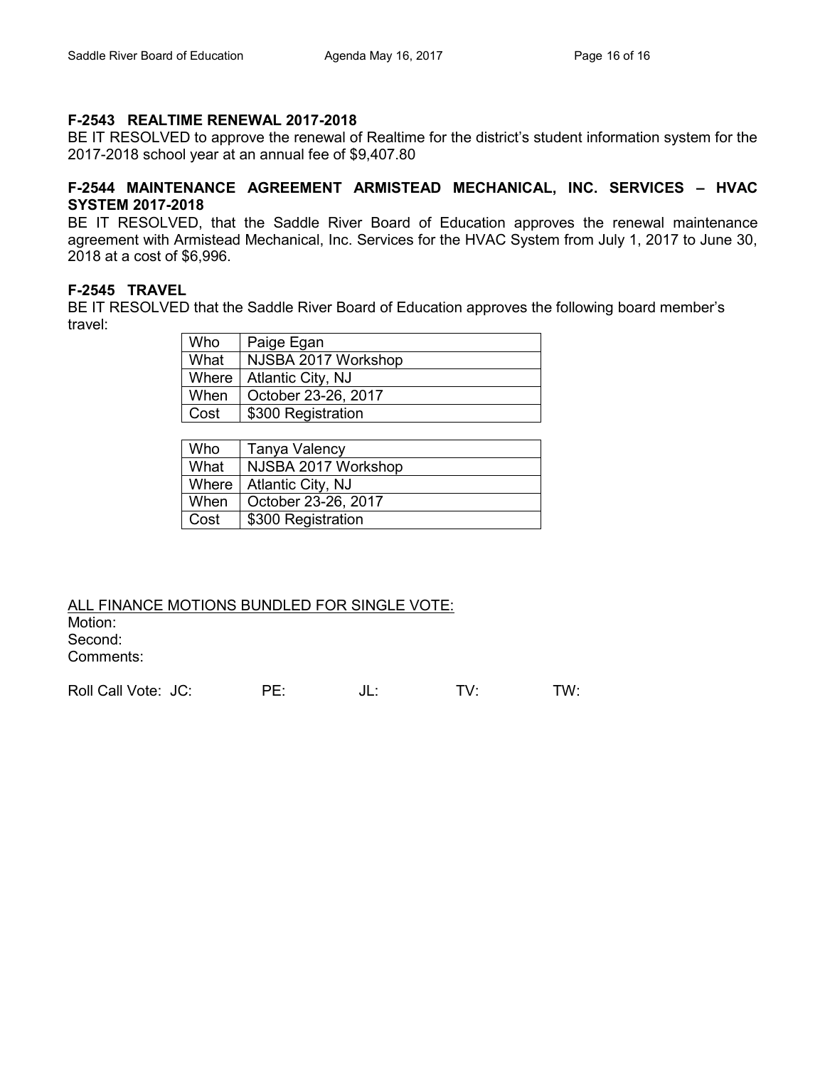**F-2543 REALTIME RENEWAL 2017-2018**

BE IT RESOLVED to approve the renewal of Realtime for the district's student information system for the 2017-2018 school year at an annual fee of $9,407.80

**F-2544 MAINTENANCE AGREEMENT ARMISTEAD MECHANICAL, INC. SERVICES – HVAC SYSTEM 2017-2018**

BE IT RESOLVED, that the Saddle River Board of Education approves the renewal maintenance agreement with Armistead Mechanical, Inc. Services for the HVAC System from July 1, 2017 to June 30, 2018 at a cost of $6,996.

**F-2545 TRAVEL**

BE IT RESOLVED that the Saddle River Board of Education approves the following board member's travel:

| | |
|---|---|
| Who | Paige Egan |
| What | NJSBA 2017 Workshop |
| Where | Atlantic City, NJ |
| When | October 23-26, 2017 |
| Cost | $300 Registration |

| | |
|---|---|
| Who | Tanya Valency |
| What | NJSBA 2017 Workshop |
| Where | Atlantic City, NJ |
| When | October 23-26, 2017 |
| Cost | $300 Registration |

<u>ALL FINANCE MOTIONS BUNDLED FOR SINGLE VOTE:</u>

Motion:

Second:

Comments:

Roll Call Vote: JC: PE: JL: TV: TW: